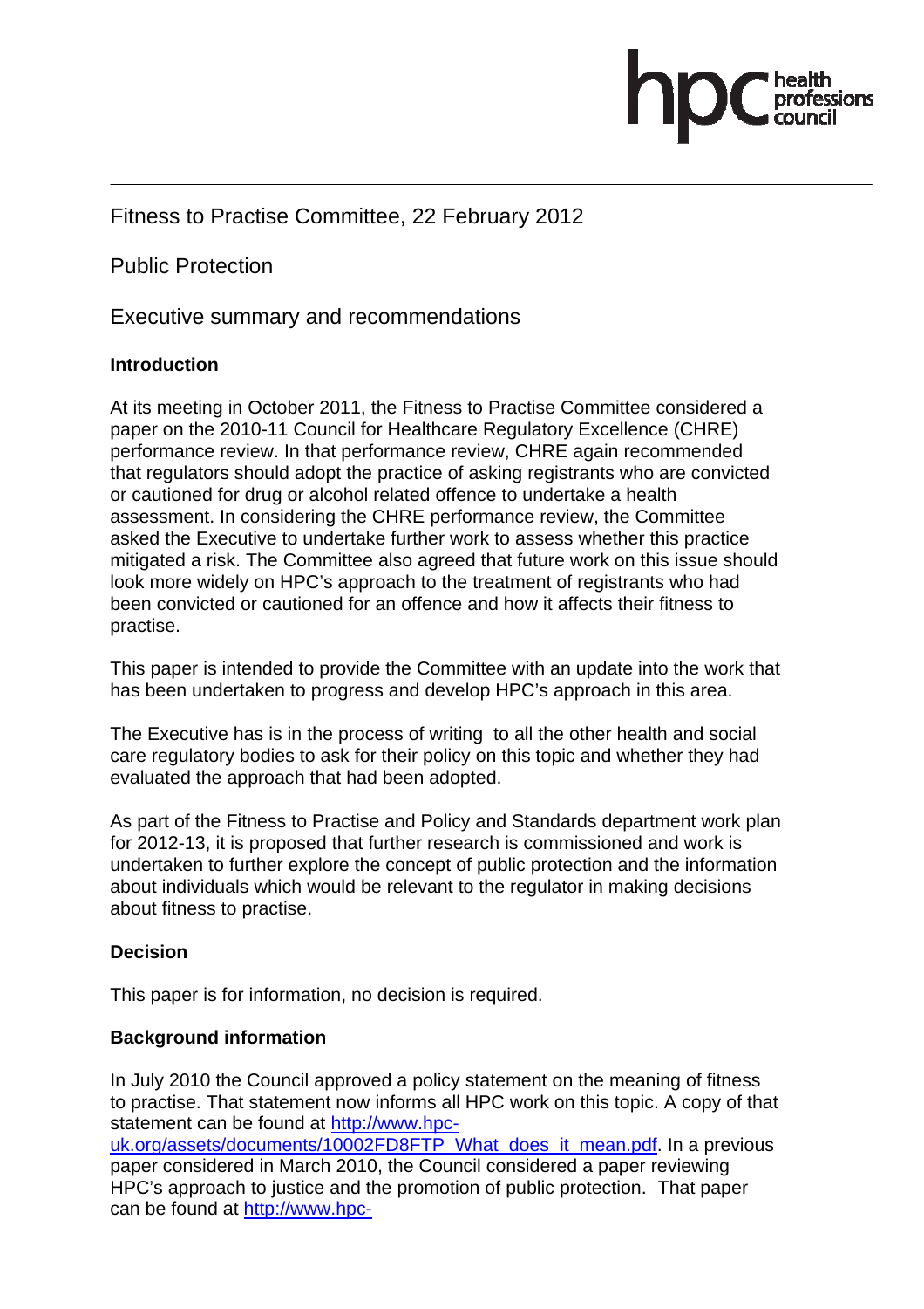Fitness to Practise Committee, 22 February 2012

Public Protection

Executive summary and recommendations

**Introduction**

At its meeting in October 2011, the Fitness to Practise Committee considered a paper on the 2010-11 Council for Healthcare Regulatory Excellence (CHRE) performance review. In that performance review, CHRE again recommended that regulators should adopt the practice of asking registrants who are convicted or cautioned for drug or alcohol related offence to undertake a health assessment. In considering the CHRE performance review, the Committee asked the Executive to undertake further work to assess whether this practice mitigated a risk. The Committee also agreed that future work on this issue should look more widely on HPC's approach to the treatment of registrants who had been convicted or cautioned for an offence and how it affects their fitness to practise.

This paper is intended to provide the Committee with an update into the work that has been undertaken to progress and develop HPC's approach in this area.

The Executive has is in the process of writing to all the other health and social care regulatory bodies to ask for their policy on this topic and whether they had evaluated the approach that had been adopted.

As part of the Fitness to Practise and Policy and Standards department work plan for 2012-13, it is proposed that further research is commissioned and work is undertaken to further explore the concept of public protection and the information about individuals which would be relevant to the regulator in making decisions about fitness to practise.

**Decision**

This paper is for information, no decision is required.

**Background information**

In July 2010 the Council approved a policy statement on the meaning of fitness to practise. That statement now informs all HPC work on this topic. A copy of that statement can be found at http://www.hpc-uk.org/assets/documents/10002FD8FTP_What_does_it_mean.pdf. In a previous paper considered in March 2010, the Council considered a paper reviewing HPC's approach to justice and the promotion of public protection. That paper can be found at http://www.hpc-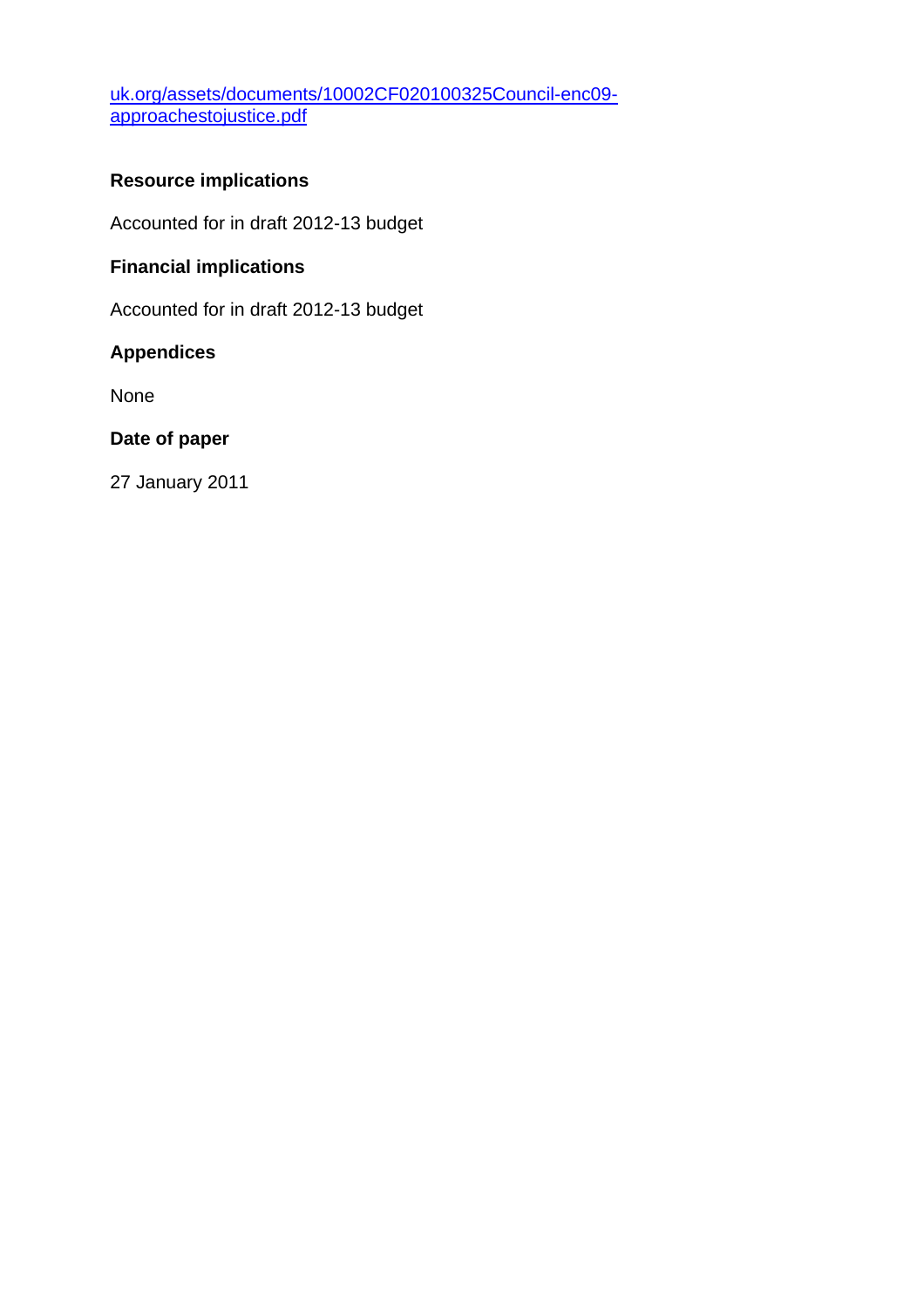uk.org/assets/documents/10002CF020100325Council-enc09-approachestojustice.pdf

**Resource implications**

Accounted for in draft 2012-13 budget

**Financial implications**

Accounted for in draft 2012-13 budget

**Appendices**

None

**Date of paper**

27 January 2011